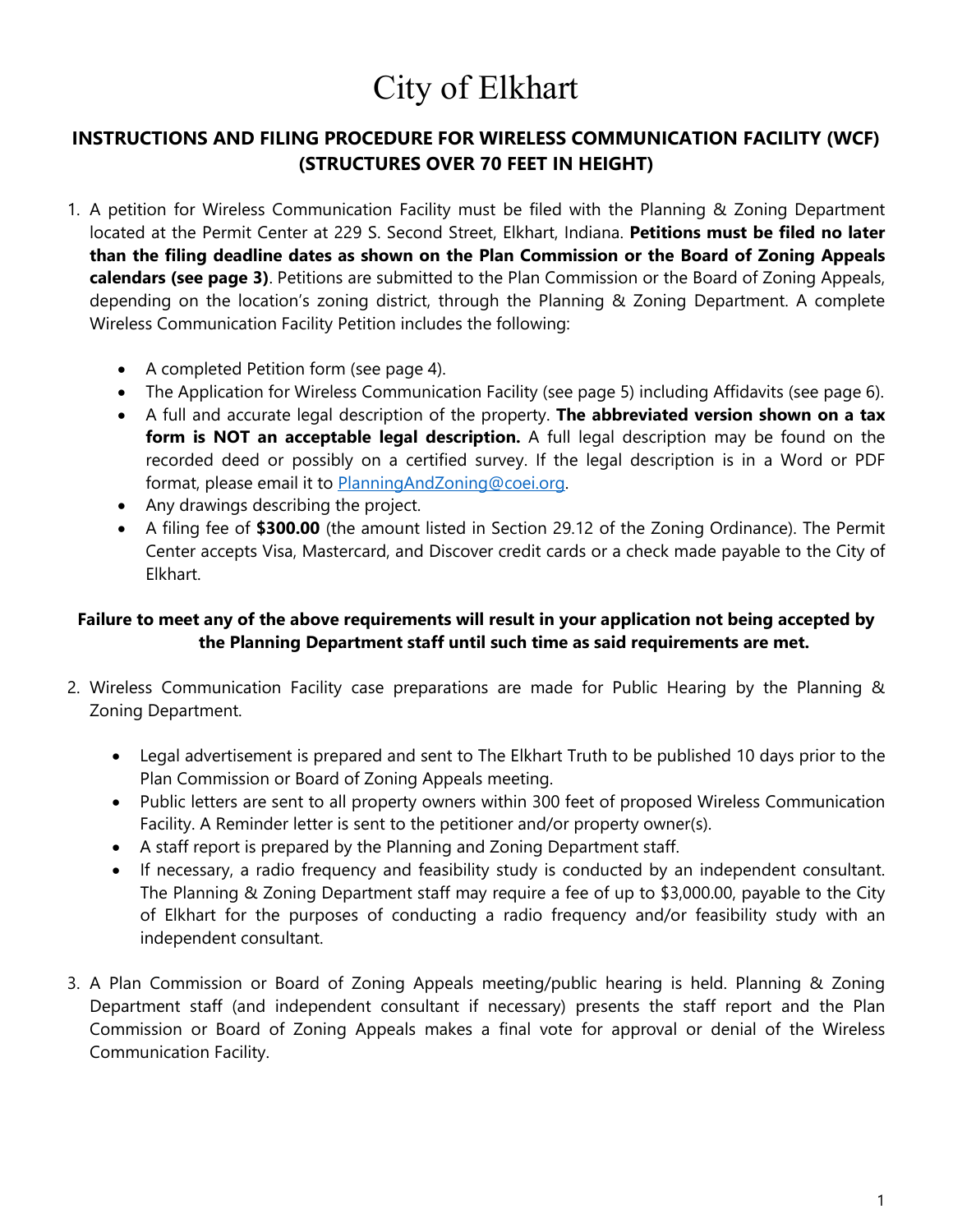# City of Elkhart

## INSTRUCTIONS AND FILING PROCEDURE FOR WIRELESS COMMUNICATION FACILITY (WCF) (STRUCTURES OVER 70 FEET IN HEIGHT)

1. A petition for Wireless Communication Facility must be filed with the Planning & Zoning Department located at the Permit Center at 229 S. Second Street, Elkhart, Indiana. **Petitions must be filed no later than the filing deadline dates as shown on the Plan Commission or the Board of Zoning Appeals calendars (see page 3)**. Petitions are submitted to the Plan Commission or the Board of Zoning Appeals, depending on the location's zoning district, through the Planning & Zoning Department. A complete Wireless Communication Facility Petition includes the following:

   - A completed Petition form (see page 4).
   - The Application for Wireless Communication Facility (see page 5) including Affidavits (see page 6).
   - A full and accurate legal description of the property. **The abbreviated version shown on a tax form is NOT an acceptable legal description.** A full legal description may be found on the recorded deed or possibly on a certified survey. If the legal description is in a Word or PDF format, please email it to PlanningAndZoning@coei.org.
   - Any drawings describing the project.
   - A filing fee of **$300.00** (the amount listed in Section 29.12 of the Zoning Ordinance). The Permit Center accepts Visa, Mastercard, and Discover credit cards or a check made payable to the City of Elkhart.

**Failure to meet any of the above requirements will result in your application not being accepted by the Planning Department staff until such time as said requirements are met.**

2. Wireless Communication Facility case preparations are made for Public Hearing by the Planning & Zoning Department.

   - Legal advertisement is prepared and sent to The Elkhart Truth to be published 10 days prior to the Plan Commission or Board of Zoning Appeals meeting.
   - Public letters are sent to all property owners within 300 feet of proposed Wireless Communication Facility. A Reminder letter is sent to the petitioner and/or property owner(s).
   - A staff report is prepared by the Planning and Zoning Department staff.
   - If necessary, a radio frequency and feasibility study is conducted by an independent consultant. The Planning & Zoning Department staff may require a fee of up to $3,000.00, payable to the City of Elkhart for the purposes of conducting a radio frequency and/or feasibility study with an independent consultant.

3. A Plan Commission or Board of Zoning Appeals meeting/public hearing is held. Planning & Zoning Department staff (and independent consultant if necessary) presents the staff report and the Plan Commission or Board of Zoning Appeals makes a final vote for approval or denial of the Wireless Communication Facility.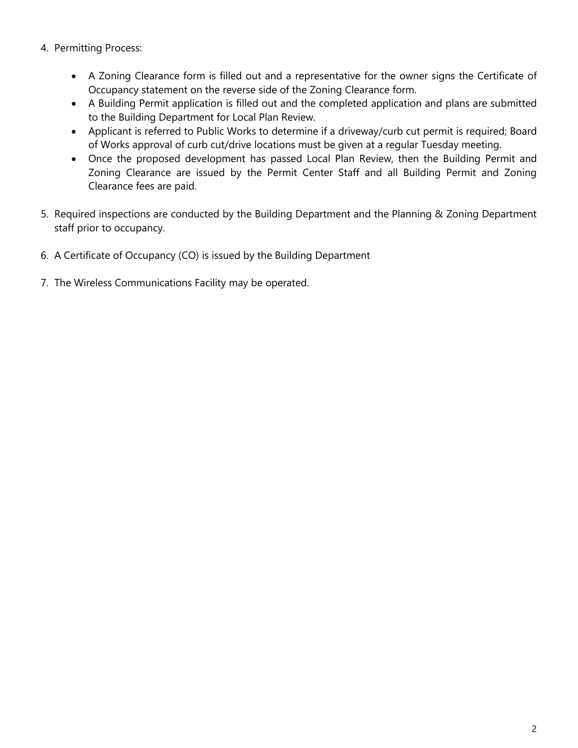4. Permitting Process:

    - A Zoning Clearance form is filled out and a representative for the owner signs the Certificate of Occupancy statement on the reverse side of the Zoning Clearance form.
    - A Building Permit application is filled out and the completed application and plans are submitted to the Building Department for Local Plan Review.
    - Applicant is referred to Public Works to determine if a driveway/curb cut permit is required; Board of Works approval of curb cut/drive locations must be given at a regular Tuesday meeting.
    - Once the proposed development has passed Local Plan Review, then the Building Permit and Zoning Clearance are issued by the Permit Center Staff and all Building Permit and Zoning Clearance fees are paid.

5. Required inspections are conducted by the Building Department and the Planning & Zoning Department staff prior to occupancy.

6. A Certificate of Occupancy (CO) is issued by the Building Department

7. The Wireless Communications Facility may be operated.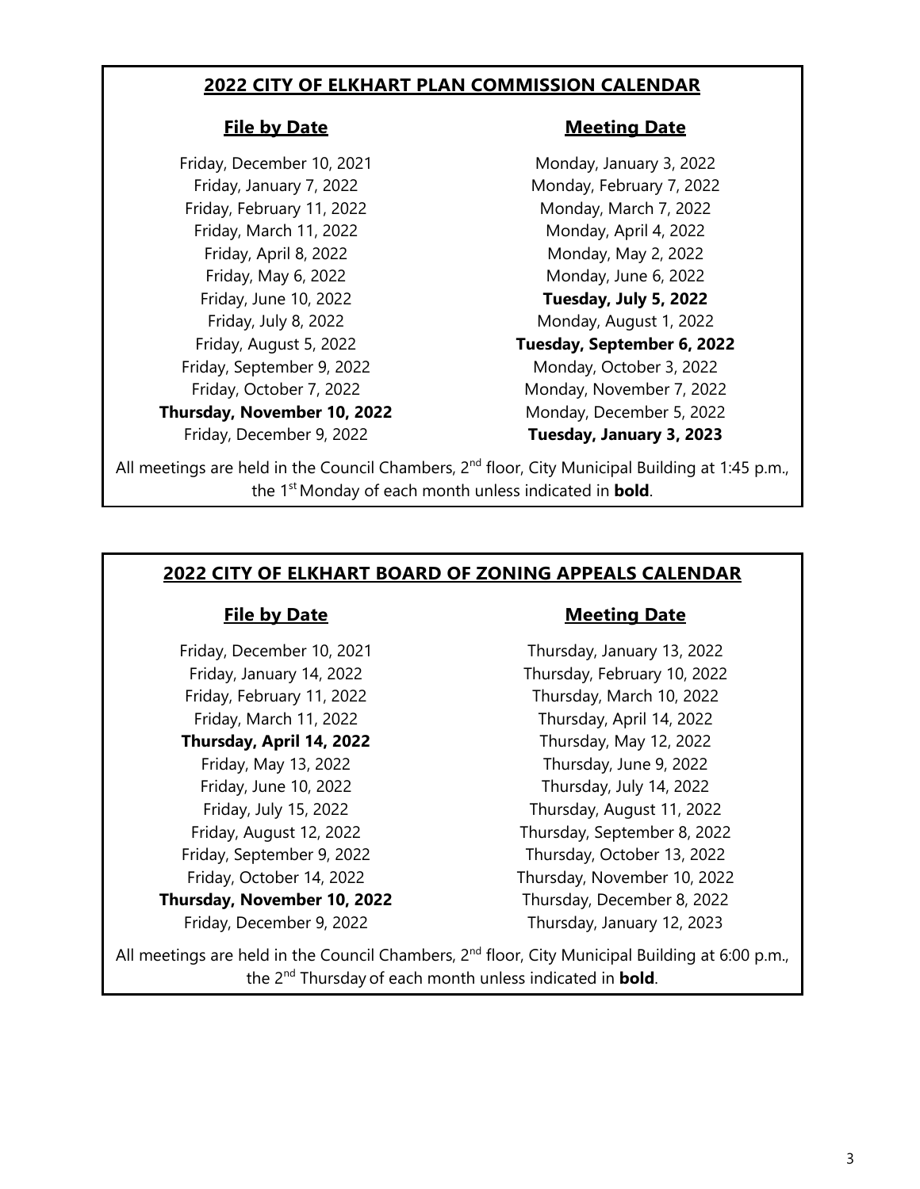## 2022 CITY OF ELKHART PLAN COMMISSION CALENDAR

| File by Date | Meeting Date |
| --- | --- |
| Friday, December 10, 2021 | Monday, January 3, 2022 |
| Friday, January 7, 2022 | Monday, February 7, 2022 |
| Friday, February 11, 2022 | Monday, March 7, 2022 |
| Friday, March 11, 2022 | Monday, April 4, 2022 |
| Friday, April 8, 2022 | Monday, May 2, 2022 |
| Friday, May 6, 2022 | Monday, June 6, 2022 |
| Friday, June 10, 2022 | **Tuesday, July 5, 2022** |
| Friday, July 8, 2022 | Monday, August 1, 2022 |
| Friday, August 5, 2022 | **Tuesday, September 6, 2022** |
| Friday, September 9, 2022 | Monday, October 3, 2022 |
| Friday, October 7, 2022 | Monday, November 7, 2022 |
| **Thursday, November 10, 2022** | Monday, December 5, 2022 |
| Friday, December 9, 2022 | **Tuesday, January 3, 2023** |

All meetings are held in the Council Chambers, 2nd floor, City Municipal Building at 1:45 p.m., the 1st Monday of each month unless indicated in **bold**.

## 2022 CITY OF ELKHART BOARD OF ZONING APPEALS CALENDAR

| File by Date | Meeting Date |
| --- | --- |
| Friday, December 10, 2021 | Thursday, January 13, 2022 |
| Friday, January 14, 2022 | Thursday, February 10, 2022 |
| Friday, February 11, 2022 | Thursday, March 10, 2022 |
| Friday, March 11, 2022 | Thursday, April 14, 2022 |
| **Thursday, April 14, 2022** | Thursday, May 12, 2022 |
| Friday, May 13, 2022 | Thursday, June 9, 2022 |
| Friday, June 10, 2022 | Thursday, July 14, 2022 |
| Friday, July 15, 2022 | Thursday, August 11, 2022 |
| Friday, August 12, 2022 | Thursday, September 8, 2022 |
| Friday, September 9, 2022 | Thursday, October 13, 2022 |
| Friday, October 14, 2022 | Thursday, November 10, 2022 |
| **Thursday, November 10, 2022** | Thursday, December 8, 2022 |
| Friday, December 9, 2022 | Thursday, January 12, 2023 |

All meetings are held in the Council Chambers, 2nd floor, City Municipal Building at 6:00 p.m., the 2nd Thursday of each month unless indicated in **bold**.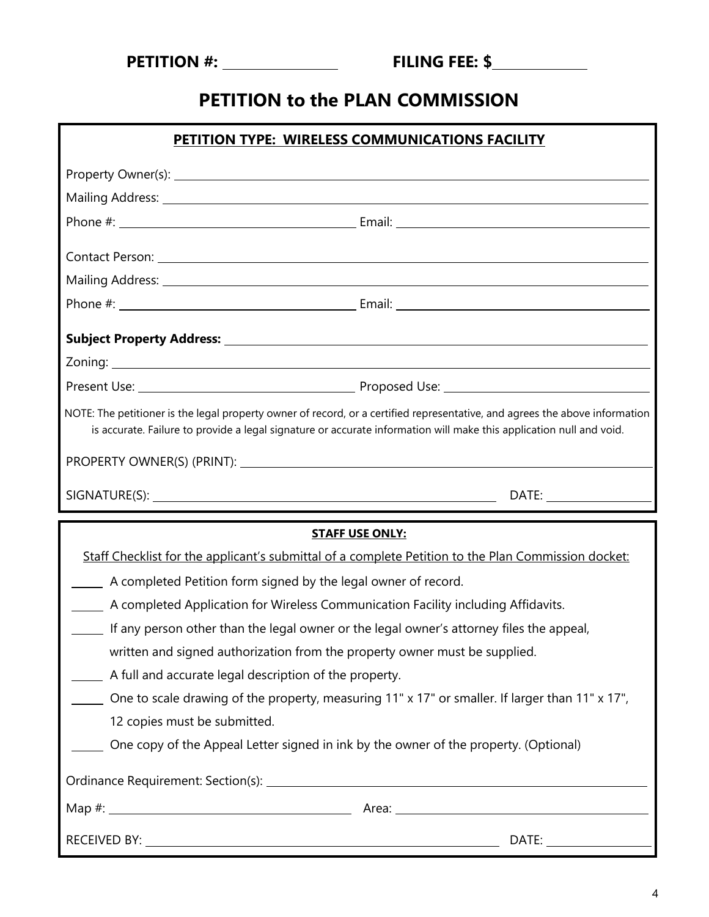**PETITION #:** ______________ **FILING FEE: $**____________

# PETITION to the PLAN COMMISSION

**PETITION TYPE: WIRELESS COMMUNICATIONS FACILITY**

Property Owner(s): ____________________________________________

Mailing Address: ____________________________________________

Phone #: ______________________ Email: ______________________

Contact Person: ____________________________________________

Mailing Address: ____________________________________________

Phone #: ______________________ Email: ______________________

**Subject Property Address:** ____________________________________________

Zoning: ____________________________________________

Present Use: ______________________ Proposed Use: ______________________

NOTE: The petitioner is the legal property owner of record, or a certified representative, and agrees the above information is accurate. Failure to provide a legal signature or accurate information will make this application null and void.

PROPERTY OWNER(S) (PRINT): ____________________________________________

SIGNATURE(S): ______________________________ DATE: ____________

**STAFF USE ONLY:**

Staff Checklist for the applicant's submittal of a complete Petition to the Plan Commission docket:

_____ A completed Petition form signed by the legal owner of record.

_____ A completed Application for Wireless Communication Facility including Affidavits.

_____ If any person other than the legal owner or the legal owner's attorney files the appeal, written and signed authorization from the property owner must be supplied.

_____ A full and accurate legal description of the property.

_____ One to scale drawing of the property, measuring 11" x 17" or smaller. If larger than 11" x 17", 12 copies must be submitted.

_____ One copy of the Appeal Letter signed in ink by the owner of the property. (Optional)

Ordinance Requirement: Section(s): ____________________________________________

Map #: ______________________ Area: ______________________

RECEIVED BY: ______________________________ DATE: ____________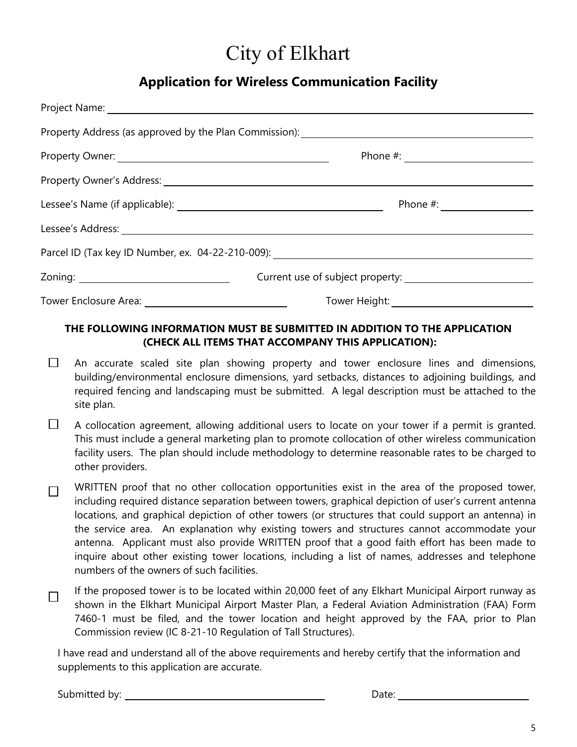# City of Elkhart

## Application for Wireless Communication Facility

Project Name: ______________________________________________

Property Address (as approved by the Plan Commission): ______________________________

Property Owner: ______________________________ Phone #: ____________________

Property Owner's Address: ______________________________________________

Lessee's Name (if applicable): ______________________________ Phone #: ____________________

Lessee's Address: ______________________________________________

Parcel ID (Tax key ID Number, ex. 04-22-210-009): ______________________________

Zoning: ____________________ Current use of subject property: ____________________

Tower Enclosure Area: ____________________ Tower Height: ____________________

**THE FOLLOWING INFORMATION MUST BE SUBMITTED IN ADDITION TO THE APPLICATION (CHECK ALL ITEMS THAT ACCOMPANY THIS APPLICATION):**

- ☐ An accurate scaled site plan showing property and tower enclosure lines and dimensions, building/environmental enclosure dimensions, yard setbacks, distances to adjoining buildings, and required fencing and landscaping must be submitted. A legal description must be attached to the site plan.
- ☐ A collocation agreement, allowing additional users to locate on your tower if a permit is granted. This must include a general marketing plan to promote collocation of other wireless communication facility users. The plan should include methodology to determine reasonable rates to be charged to other providers.
- ☐ WRITTEN proof that no other collocation opportunities exist in the area of the proposed tower, including required distance separation between towers, graphical depiction of user's current antenna locations, and graphical depiction of other towers (or structures that could support an antenna) in the service area. An explanation why existing towers and structures cannot accommodate your antenna. Applicant must also provide WRITTEN proof that a good faith effort has been made to inquire about other existing tower locations, including a list of names, addresses and telephone numbers of the owners of such facilities.
- ☐ If the proposed tower is to be located within 20,000 feet of any Elkhart Municipal Airport runway as shown in the Elkhart Municipal Airport Master Plan, a Federal Aviation Administration (FAA) Form 7460-1 must be filed, and the tower location and height approved by the FAA, prior to Plan Commission review (IC 8-21-10 Regulation of Tall Structures).

I have read and understand all of the above requirements and hereby certify that the information and supplements to this application are accurate.

Submitted by: ______________________________ Date: ____________________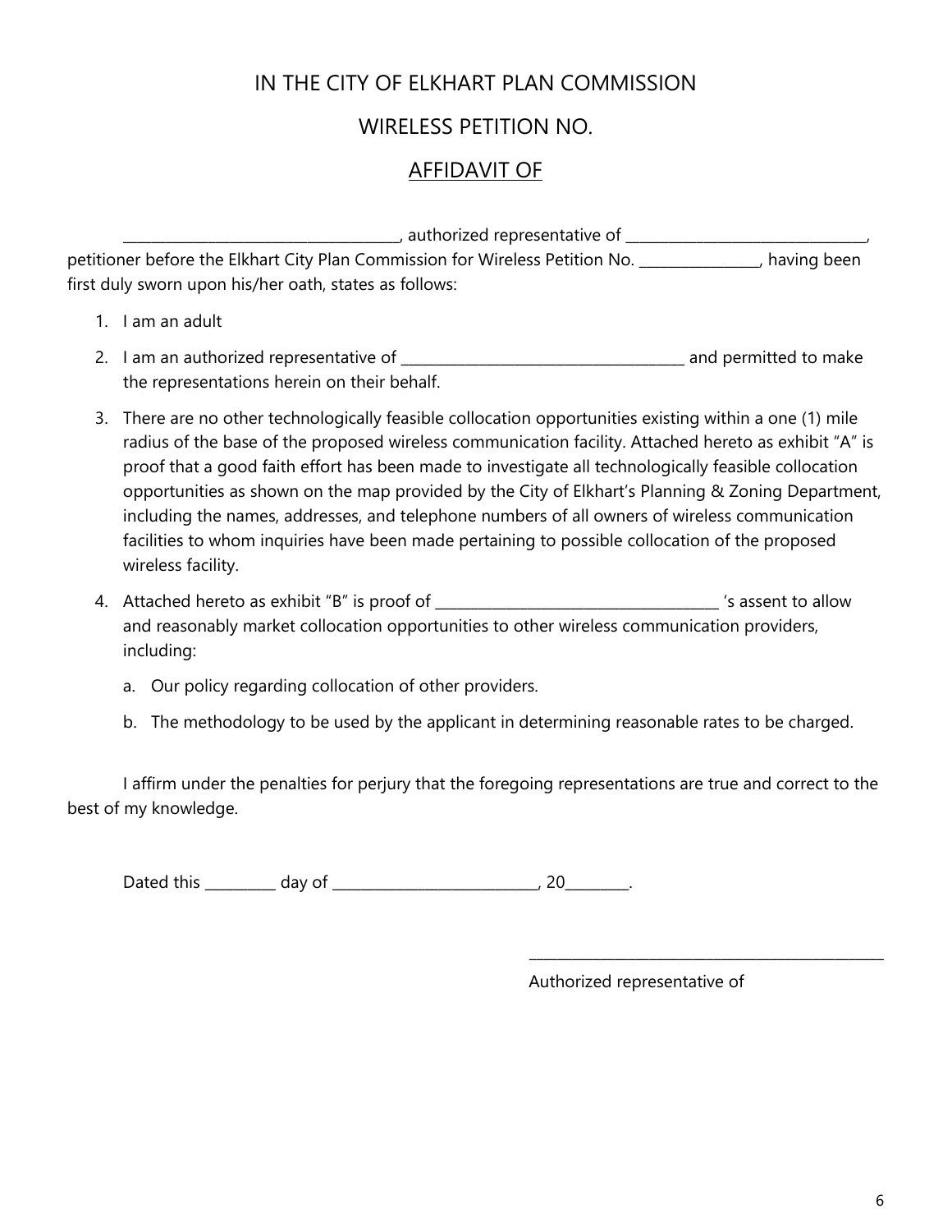IN THE CITY OF ELKHART PLAN COMMISSION

WIRELESS PETITION NO.

AFFIDAVIT OF

_____________________________________, authorized representative of ________________________________, petitioner before the Elkhart City Plan Commission for Wireless Petition No. ________________, having been first duly sworn upon his/her oath, states as follows:

1. I am an adult
2. I am an authorized representative of ______________________________________ and permitted to make the representations herein on their behalf.
3. There are no other technologically feasible collocation opportunities existing within a one (1) mile radius of the base of the proposed wireless communication facility. Attached hereto as exhibit "A" is proof that a good faith effort has been made to investigate all technologically feasible collocation opportunities as shown on the map provided by the City of Elkhart's Planning & Zoning Department, including the names, addresses, and telephone numbers of all owners of wireless communication facilities to whom inquiries have been made pertaining to possible collocation of the proposed wireless facility.
4. Attached hereto as exhibit "B" is proof of ______________________________________ 's assent to allow and reasonably market collocation opportunities to other wireless communication providers, including:
   a. Our policy regarding collocation of other providers.
   b. The methodology to be used by the applicant in determining reasonable rates to be charged.

I affirm under the penalties for perjury that the foregoing representations are true and correct to the best of my knowledge.

Dated this _________ day of ___________________________, 20________.

_______________________________________________

Authorized representative of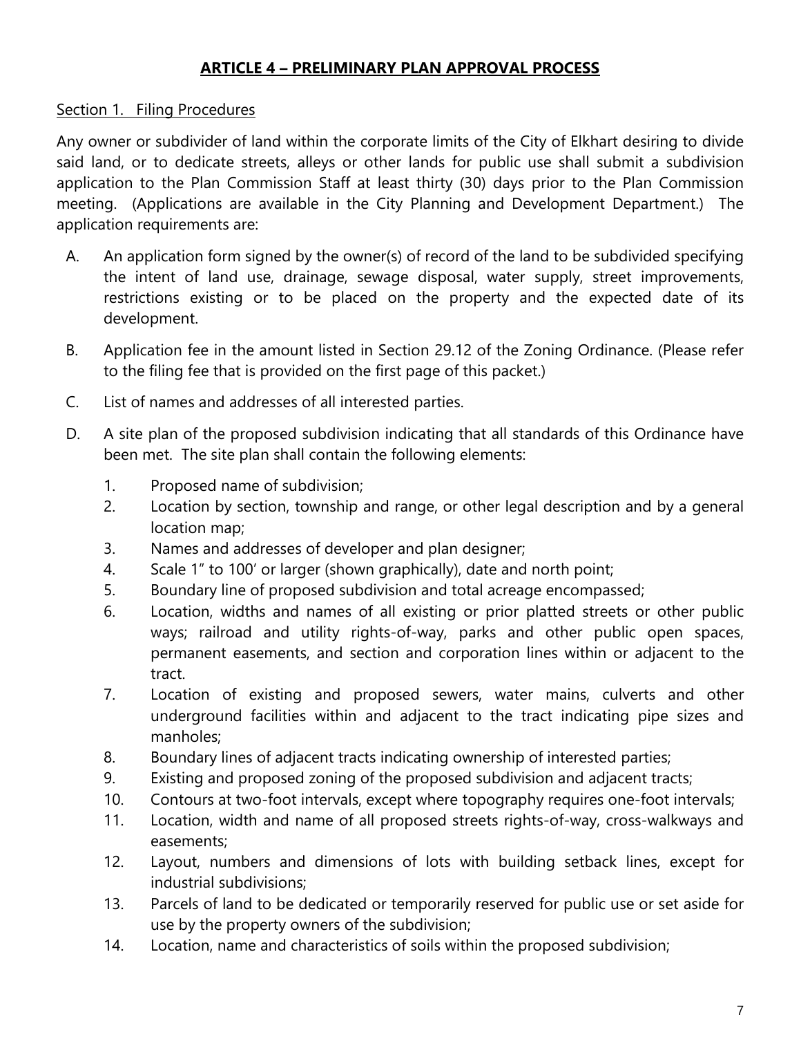## ARTICLE 4 – PRELIMINARY PLAN APPROVAL PROCESS

Section 1. Filing Procedures

Any owner or subdivider of land within the corporate limits of the City of Elkhart desiring to divide said land, or to dedicate streets, alleys or other lands for public use shall submit a subdivision application to the Plan Commission Staff at least thirty (30) days prior to the Plan Commission meeting. (Applications are available in the City Planning and Development Department.) The application requirements are:

A. An application form signed by the owner(s) of record of the land to be subdivided specifying the intent of land use, drainage, sewage disposal, water supply, street improvements, restrictions existing or to be placed on the property and the expected date of its development.

B. Application fee in the amount listed in Section 29.12 of the Zoning Ordinance. (Please refer to the filing fee that is provided on the first page of this packet.)

C. List of names and addresses of all interested parties.

D. A site plan of the proposed subdivision indicating that all standards of this Ordinance have been met. The site plan shall contain the following elements:

   1. Proposed name of subdivision;
   2. Location by section, township and range, or other legal description and by a general location map;
   3. Names and addresses of developer and plan designer;
   4. Scale 1" to 100' or larger (shown graphically), date and north point;
   5. Boundary line of proposed subdivision and total acreage encompassed;
   6. Location, widths and names of all existing or prior platted streets or other public ways; railroad and utility rights-of-way, parks and other public open spaces, permanent easements, and section and corporation lines within or adjacent to the tract.
   7. Location of existing and proposed sewers, water mains, culverts and other underground facilities within and adjacent to the tract indicating pipe sizes and manholes;
   8. Boundary lines of adjacent tracts indicating ownership of interested parties;
   9. Existing and proposed zoning of the proposed subdivision and adjacent tracts;
   10. Contours at two-foot intervals, except where topography requires one-foot intervals;
   11. Location, width and name of all proposed streets rights-of-way, cross-walkways and easements;
   12. Layout, numbers and dimensions of lots with building setback lines, except for industrial subdivisions;
   13. Parcels of land to be dedicated or temporarily reserved for public use or set aside for use by the property owners of the subdivision;
   14. Location, name and characteristics of soils within the proposed subdivision;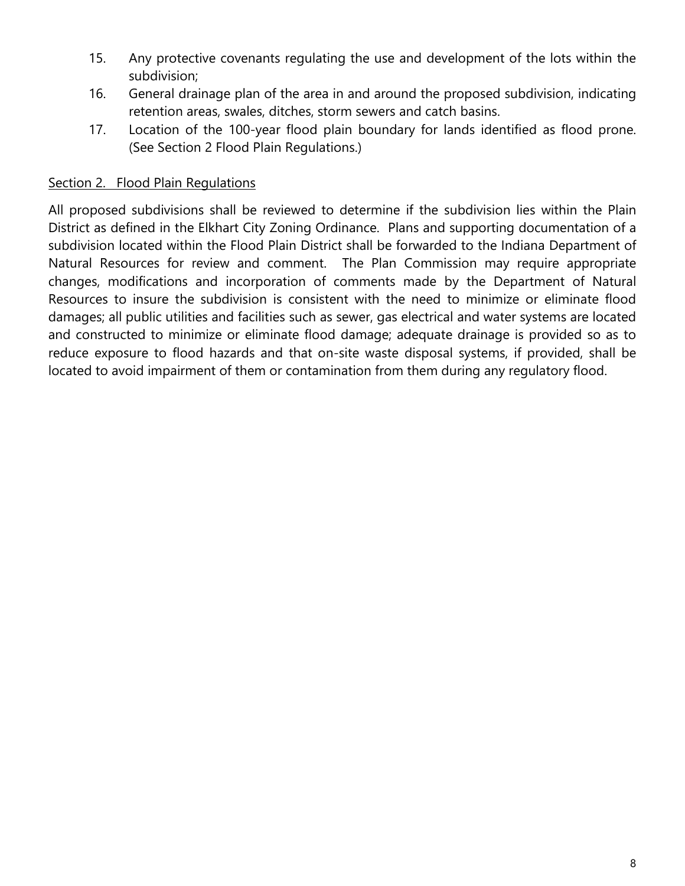15. Any protective covenants regulating the use and development of the lots within the subdivision;
16. General drainage plan of the area in and around the proposed subdivision, indicating retention areas, swales, ditches, storm sewers and catch basins.
17. Location of the 100-year flood plain boundary for lands identified as flood prone. (See Section 2 Flood Plain Regulations.)

## Section 2. Flood Plain Regulations

All proposed subdivisions shall be reviewed to determine if the subdivision lies within the Plain District as defined in the Elkhart City Zoning Ordinance. Plans and supporting documentation of a subdivision located within the Flood Plain District shall be forwarded to the Indiana Department of Natural Resources for review and comment. The Plan Commission may require appropriate changes, modifications and incorporation of comments made by the Department of Natural Resources to insure the subdivision is consistent with the need to minimize or eliminate flood damages; all public utilities and facilities such as sewer, gas electrical and water systems are located and constructed to minimize or eliminate flood damage; adequate drainage is provided so as to reduce exposure to flood hazards and that on-site waste disposal systems, if provided, shall be located to avoid impairment of them or contamination from them during any regulatory flood.